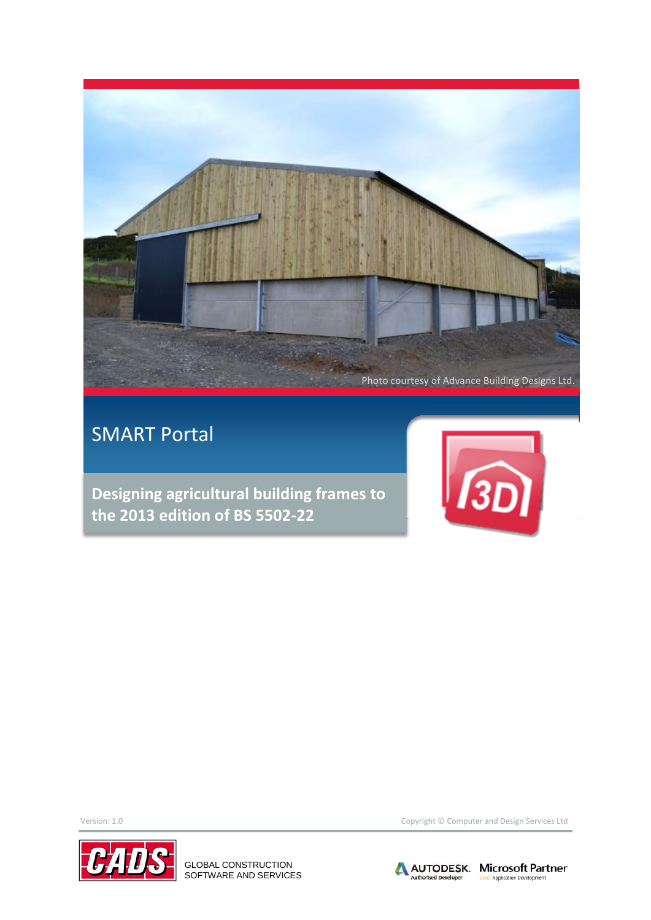Photo courtesy of Advance Building Designs Ltd.

# SMART Portal

## Designing agricultural building frames to the 2013 edition of BS 5502-22

Version: 1.0

Copyright © Computer and Design Services Ltd

GLOBAL CONSTRUCTION SOFTWARE AND SERVICES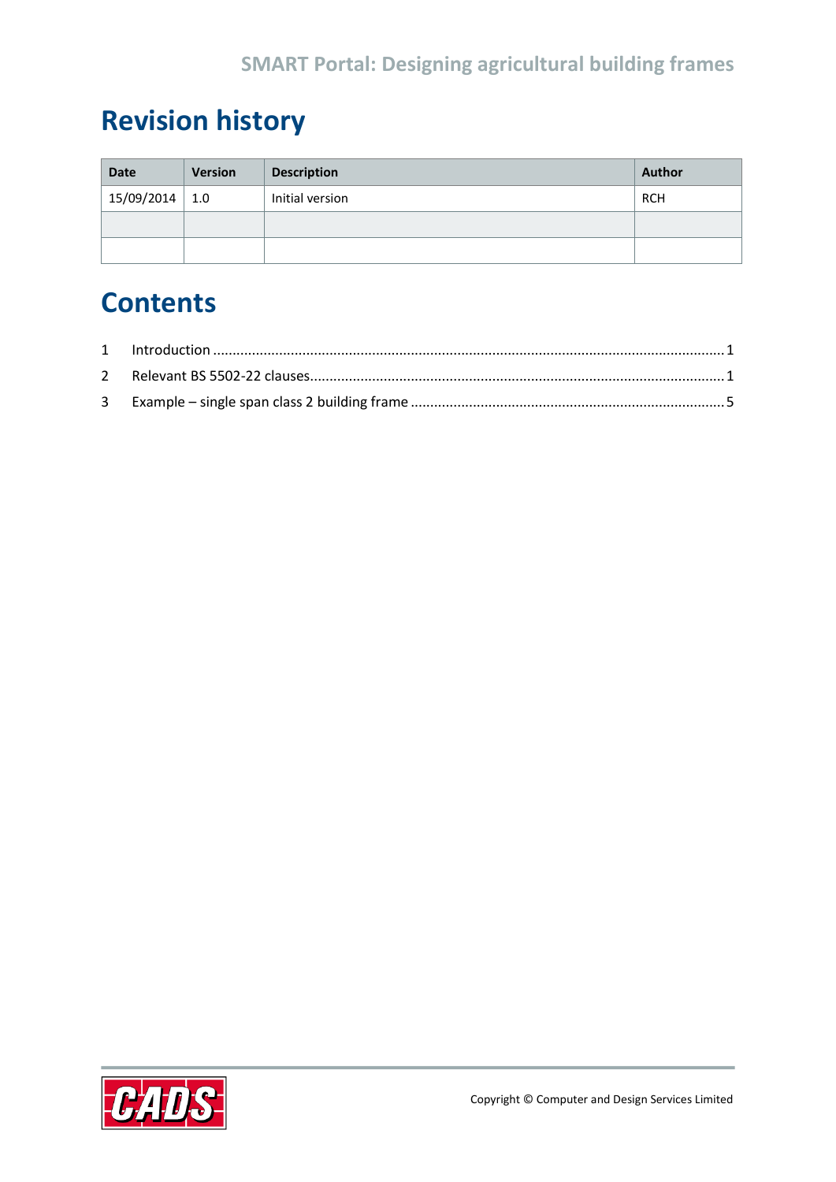# Revision history

| Date | Version | Description | Author |
| --- | --- | --- | --- |
| 15/09/2014 | 1.0 | Initial version | RCH |
| | | | |
| | | | |

# Contents

1 Introduction ........ 1

2 Relevant BS 5502-22 clauses........ 1

3 Example – single span class 2 building frame ........ 5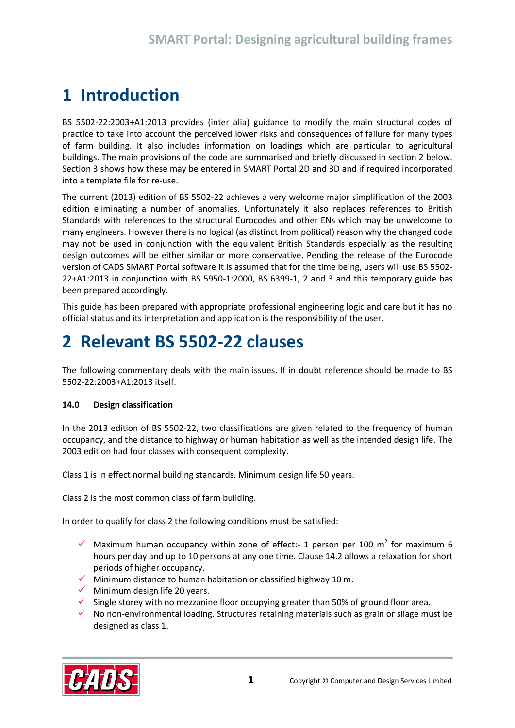# 1 Introduction

BS 5502-22:2003+A1:2013 provides (inter alia) guidance to modify the main structural codes of practice to take into account the perceived lower risks and consequences of failure for many types of farm building. It also includes information on loadings which are particular to agricultural buildings. The main provisions of the code are summarised and briefly discussed in section 2 below. Section 3 shows how these may be entered in SMART Portal 2D and 3D and if required incorporated into a template file for re-use.

The current (2013) edition of BS 5502-22 achieves a very welcome major simplification of the 2003 edition eliminating a number of anomalies. Unfortunately it also replaces references to British Standards with references to the structural Eurocodes and other ENs which may be unwelcome to many engineers. However there is no logical (as distinct from political) reason why the changed code may not be used in conjunction with the equivalent British Standards especially as the resulting design outcomes will be either similar or more conservative. Pending the release of the Eurocode version of CADS SMART Portal software it is assumed that for the time being, users will use BS 5502-22+A1:2013 in conjunction with BS 5950-1:2000, BS 6399-1, 2 and 3 and this temporary guide has been prepared accordingly.

This guide has been prepared with appropriate professional engineering logic and care but it has no official status and its interpretation and application is the responsibility of the user.

# 2 Relevant BS 5502-22 clauses

The following commentary deals with the main issues. If in doubt reference should be made to BS 5502-22:2003+A1:2013 itself.

**14.0 Design classification**

In the 2013 edition of BS 5502-22, two classifications are given related to the frequency of human occupancy, and the distance to highway or human habitation as well as the intended design life. The 2003 edition had four classes with consequent complexity.

Class 1 is in effect normal building standards. Minimum design life 50 years.

Class 2 is the most common class of farm building.

In order to qualify for class 2 the following conditions must be satisfied:

- Maximum human occupancy within zone of effect:- 1 person per 100 m$^2$ for maximum 6 hours per day and up to 10 persons at any one time. Clause 14.2 allows a relaxation for short periods of higher occupancy.
- Minimum distance to human habitation or classified highway 10 m.
- Minimum design life 20 years.
- Single storey with no mezzanine floor occupying greater than 50% of ground floor area.
- No non-environmental loading. Structures retaining materials such as grain or silage must be designed as class 1.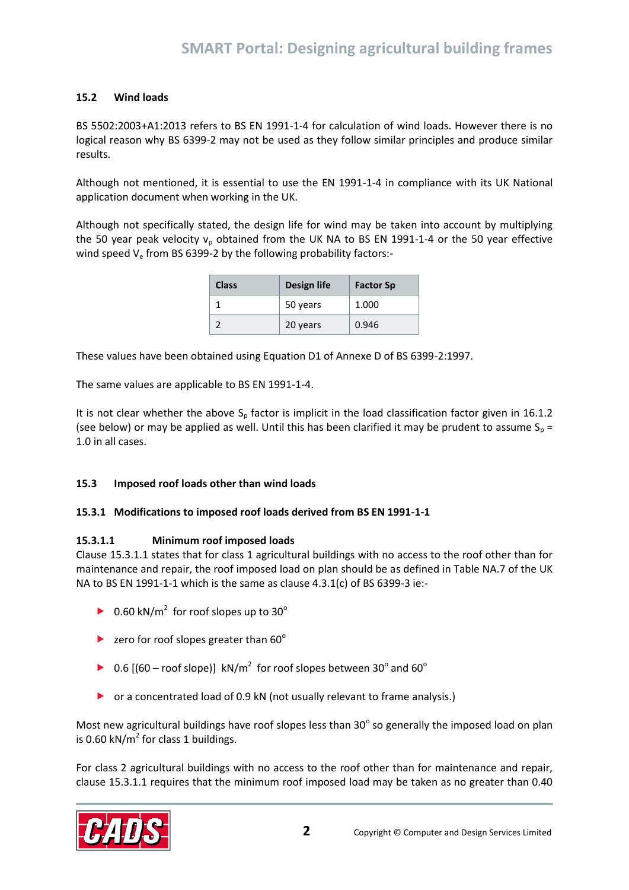### 15.2 Wind loads

BS 5502:2003+A1:2013 refers to BS EN 1991-1-4 for calculation of wind loads. However there is no logical reason why BS 6399-2 may not be used as they follow similar principles and produce similar results.

Although not mentioned, it is essential to use the EN 1991-1-4 in compliance with its UK National application document when working in the UK.

Although not specifically stated, the design life for wind may be taken into account by multiplying the 50 year peak velocity $v_p$ obtained from the UK NA to BS EN 1991-1-4 or the 50 year effective wind speed $V_e$ from BS 6399-2 by the following probability factors:-

| Class | Design life | Factor Sp |
|---|---|---|
| 1 | 50 years | 1.000 |
| 2 | 20 years | 0.946 |

These values have been obtained using Equation D1 of Annexe D of BS 6399-2:1997.

The same values are applicable to BS EN 1991-1-4.

It is not clear whether the above $S_p$ factor is implicit in the load classification factor given in 16.1.2 (see below) or may be applied as well. Until this has been clarified it may be prudent to assume $S_p$ = 1.0 in all cases.

### 15.3 Imposed roof loads other than wind loads

#### 15.3.1 Modifications to imposed roof loads derived from BS EN 1991-1-1

##### 15.3.1.1 Minimum roof imposed loads

Clause 15.3.1.1 states that for class 1 agricultural buildings with no access to the roof other than for maintenance and repair, the roof imposed load on plan should be as defined in Table NA.7 of the UK NA to BS EN 1991-1-1 which is the same as clause 4.3.1(c) of BS 6399-3 ie:-

- 0.60 kN/m$^2$ for roof slopes up to 30$^\circ$
- zero for roof slopes greater than 60$^\circ$
- 0.6 [(60 – roof slope)] kN/m$^2$ for roof slopes between 30$^\circ$ and 60$^\circ$
- or a concentrated load of 0.9 kN (not usually relevant to frame analysis.)

Most new agricultural buildings have roof slopes less than 30$^\circ$ so generally the imposed load on plan is 0.60 kN/m$^2$ for class 1 buildings.

For class 2 agricultural buildings with no access to the roof other than for maintenance and repair, clause 15.3.1.1 requires that the minimum roof imposed load may be taken as no greater than 0.40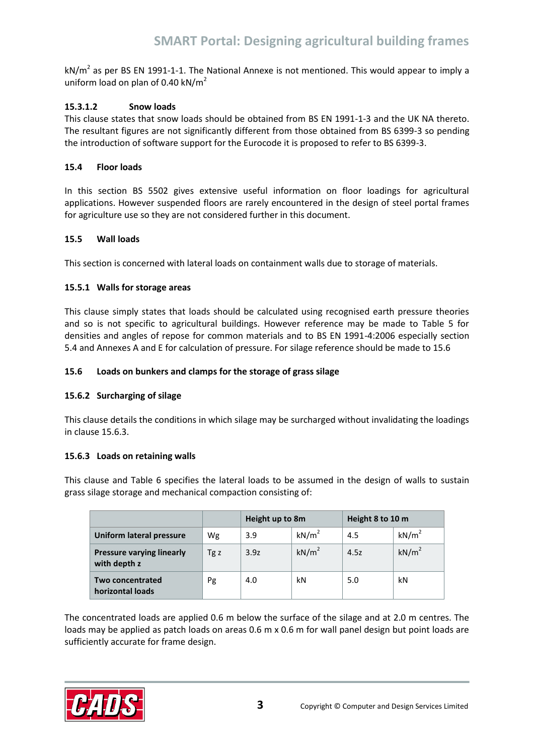$kN/m^2$ as per BS EN 1991-1-1. The National Annexe is not mentioned. This would appear to imply a uniform load on plan of 0.40 $kN/m^2$

#### 15.3.1.2 Snow loads

This clause states that snow loads should be obtained from BS EN 1991-1-3 and the UK NA thereto. The resultant figures are not significantly different from those obtained from BS 6399-3 so pending the introduction of software support for the Eurocode it is proposed to refer to BS 6399-3.

### 15.4 Floor loads

In this section BS 5502 gives extensive useful information on floor loadings for agricultural applications. However suspended floors are rarely encountered in the design of steel portal frames for agriculture use so they are not considered further in this document.

### 15.5 Wall loads

This section is concerned with lateral loads on containment walls due to storage of materials.

#### 15.5.1 Walls for storage areas

This clause simply states that loads should be calculated using recognised earth pressure theories and so is not specific to agricultural buildings. However reference may be made to Table 5 for densities and angles of repose for common materials and to BS EN 1991-4:2006 especially section 5.4 and Annexes A and E for calculation of pressure. For silage reference should be made to 15.6

### 15.6 Loads on bunkers and clamps for the storage of grass silage

#### 15.6.2 Surcharging of silage

This clause details the conditions in which silage may be surcharged without invalidating the loadings in clause 15.6.3.

#### 15.6.3 Loads on retaining walls

This clause and Table 6 specifies the lateral loads to be assumed in the design of walls to sustain grass silage storage and mechanical compaction consisting of:

| | | Height up to 8m | | Height 8 to 10 m | |
|---|---|---|---|---|---|
| **Uniform lateral pressure** | Wg | 3.9 | $kN/m^2$ | 4.5 | $kN/m^2$ |
| **Pressure varying linearly with depth z** | Tg z | 3.9z | $kN/m^2$ | 4.5z | $kN/m^2$ |
| **Two concentrated horizontal loads** | Pg | 4.0 | kN | 5.0 | kN |

The concentrated loads are applied 0.6 m below the surface of the silage and at 2.0 m centres. The loads may be applied as patch loads on areas 0.6 m x 0.6 m for wall panel design but point loads are sufficiently accurate for frame design.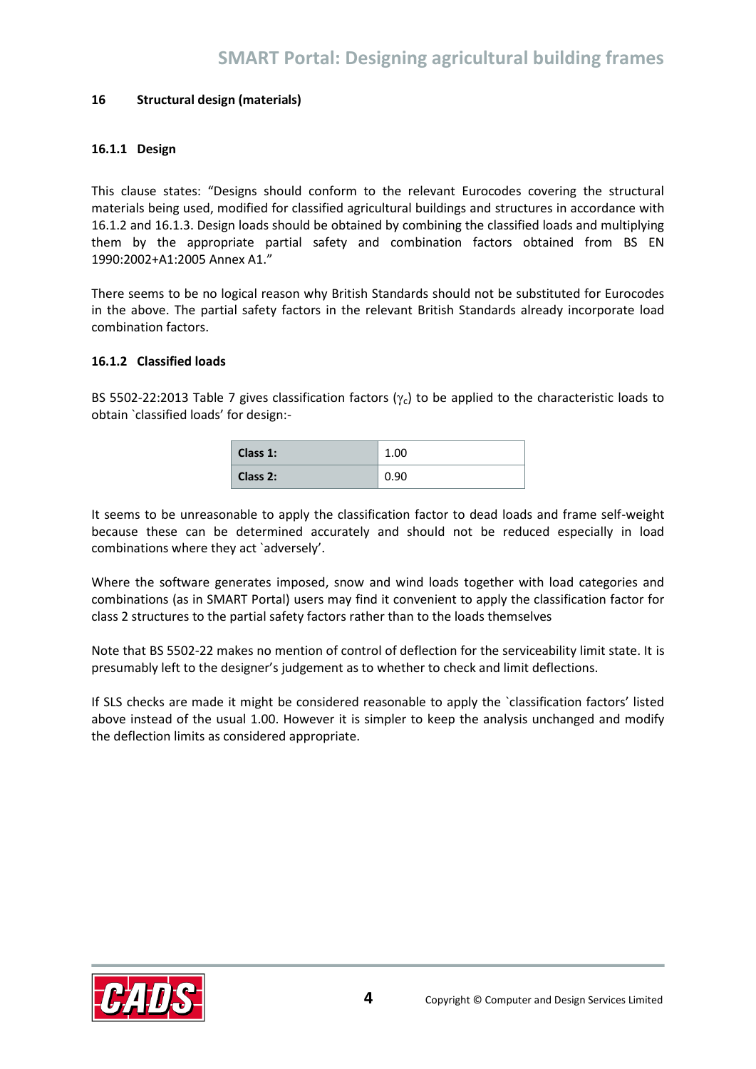## 16 Structural design (materials)

### 16.1.1 Design

This clause states: "Designs should conform to the relevant Eurocodes covering the structural materials being used, modified for classified agricultural buildings and structures in accordance with 16.1.2 and 16.1.3. Design loads should be obtained by combining the classified loads and multiplying them by the appropriate partial safety and combination factors obtained from BS EN 1990:2002+A1:2005 Annex A1."

There seems to be no logical reason why British Standards should not be substituted for Eurocodes in the above. The partial safety factors in the relevant British Standards already incorporate load combination factors.

### 16.1.2 Classified loads

BS 5502-22:2013 Table 7 gives classification factors ($\gamma_c$) to be applied to the characteristic loads to obtain `classified loads' for design:-

| | |
|---|---|
| **Class 1:** | 1.00 |
| **Class 2:** | 0.90 |

It seems to be unreasonable to apply the classification factor to dead loads and frame self-weight because these can be determined accurately and should not be reduced especially in load combinations where they act `adversely'.

Where the software generates imposed, snow and wind loads together with load categories and combinations (as in SMART Portal) users may find it convenient to apply the classification factor for class 2 structures to the partial safety factors rather than to the loads themselves

Note that BS 5502-22 makes no mention of control of deflection for the serviceability limit state. It is presumably left to the designer's judgement as to whether to check and limit deflections.

If SLS checks are made it might be considered reasonable to apply the `classification factors' listed above instead of the usual 1.00. However it is simpler to keep the analysis unchanged and modify the deflection limits as considered appropriate.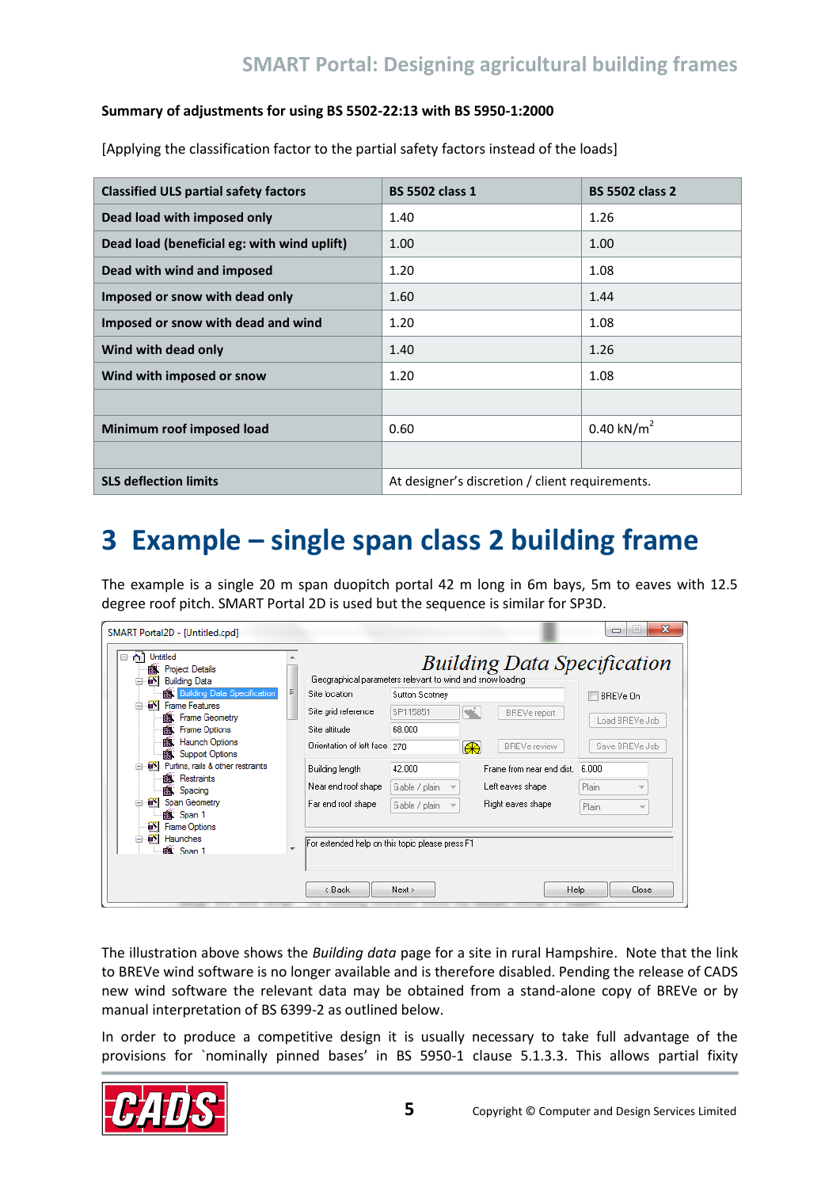**Summary of adjustments for using BS 5502-22:13 with BS 5950-1:2000**

[Applying the classification factor to the partial safety factors instead of the loads]

| Classified ULS partial safety factors | BS 5502 class 1 | BS 5502 class 2 |
|---|---|---|
| **Dead load with imposed only** | 1.40 | 1.26 |
| **Dead load (beneficial eg: with wind uplift)** | 1.00 | 1.00 |
| **Dead with wind and imposed** | 1.20 | 1.08 |
| **Imposed or snow with dead only** | 1.60 | 1.44 |
| **Imposed or snow with dead and wind** | 1.20 | 1.08 |
| **Wind with dead only** | 1.40 | 1.26 |
| **Wind with imposed or snow** | 1.20 | 1.08 |
| | | |
| **Minimum roof imposed load** | 0.60 | 0.40 kN/m$^2$ |
| | | |
| **SLS deflection limits** | At designer's discretion / client requirements. | |

# 3 Example – single span class 2 building frame

The example is a single 20 m span duopitch portal 42 m long in 6m bays, 5m to eaves with 12.5 degree roof pitch. SMART Portal 2D is used but the sequence is similar for SP3D.

The illustration above shows the *Building data* page for a site in rural Hampshire. Note that the link to BREVe wind software is no longer available and is therefore disabled. Pending the release of CADS new wind software the relevant data may be obtained from a stand-alone copy of BREVe or by manual interpretation of BS 6399-2 as outlined below.

In order to produce a competitive design it is usually necessary to take full advantage of the provisions for `nominally pinned bases' in BS 5950-1 clause 5.1.3.3. This allows partial fixity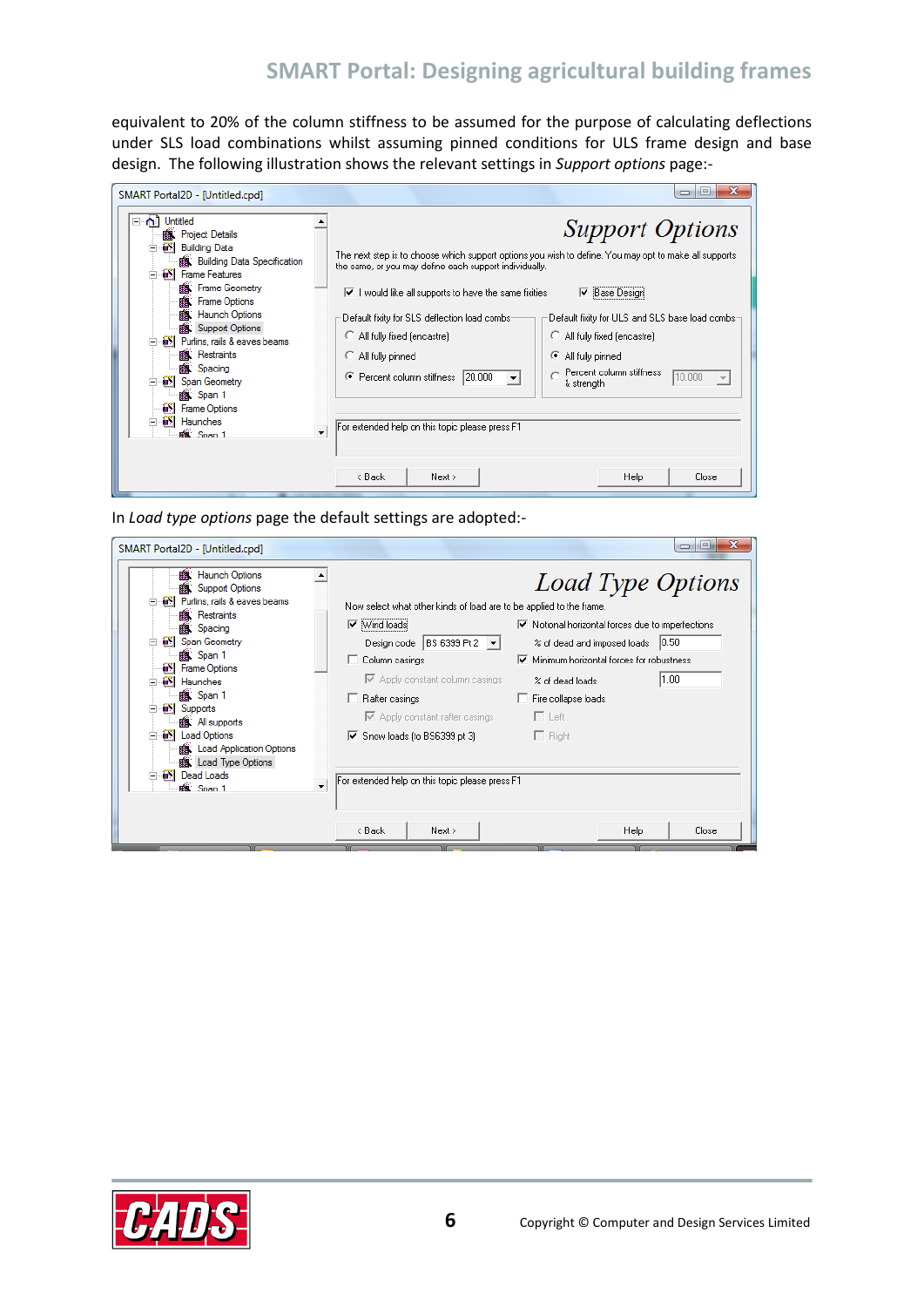equivalent to 20% of the column stiffness to be assumed for the purpose of calculating deflections under SLS load combinations whilst assuming pinned conditions for ULS frame design and base design. The following illustration shows the relevant settings in *Support options* page:-

In *Load type options* page the default settings are adopted:-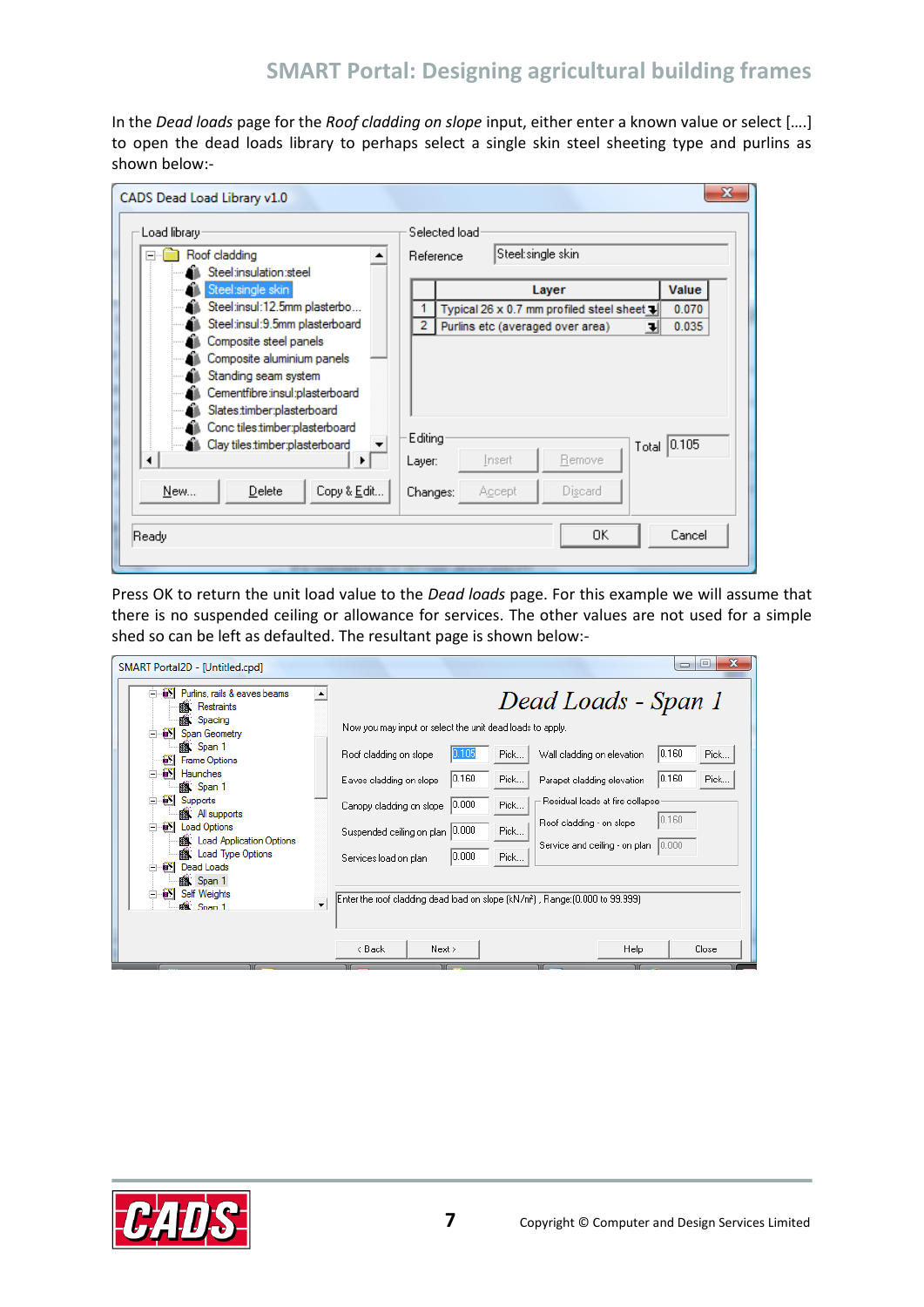In the *Dead loads* page for the *Roof cladding on slope* input, either enter a known value or select [….] to open the dead loads library to perhaps select a single skin steel sheeting type and purlins as shown below:-

Press OK to return the unit load value to the *Dead loads* page. For this example we will assume that there is no suspended ceiling or allowance for services. The other values are not used for a simple shed so can be left as defaulted. The resultant page is shown below:-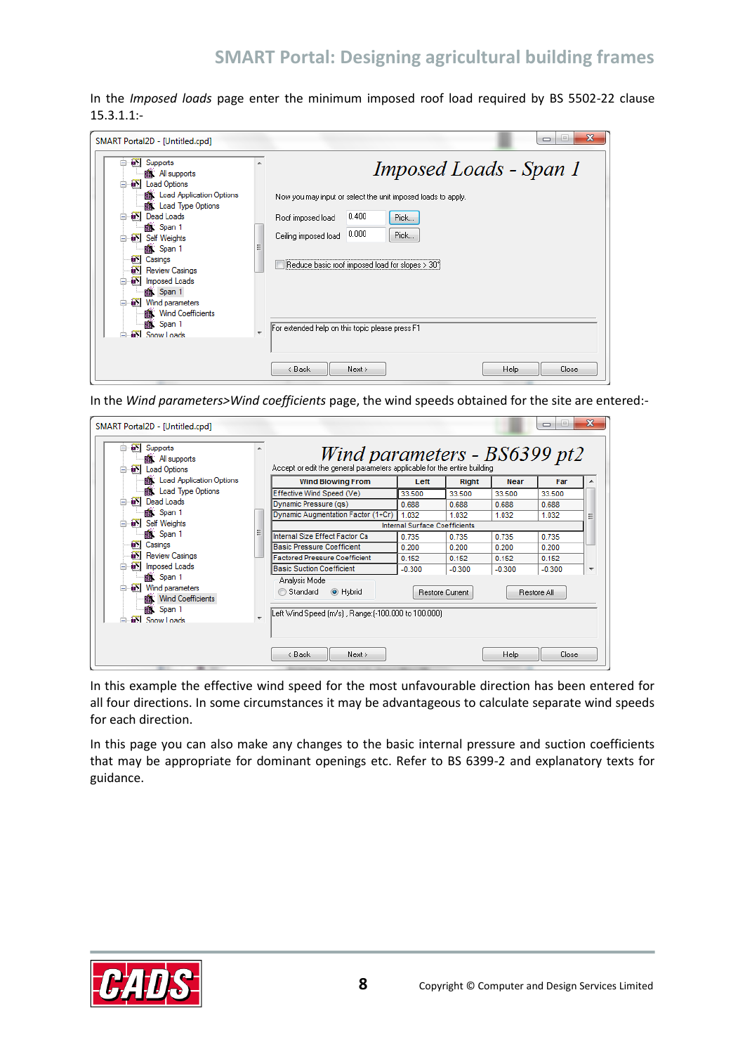In the *Imposed loads* page enter the minimum imposed roof load required by BS 5502-22 clause 15.3.1.1:-

SMART Portal2D - [Untitled.cpd]

- Supports
  - All supports
- Load Options
  - Load Application Options
  - Load Type Options
- Dead Loads
  - Span 1
- Self Weights
  - Span 1
- Casings
- Review Casings
- Imposed Loads
  - Span 1
- Wind parameters
  - Wind Coefficients
  - Span 1
- Snow Loads

*Imposed Loads - Span 1*

Now you may input or select the unit imposed loads to apply.

Roof imposed load 0.400 Pick...

Ceiling imposed load 0.000 Pick...

Reduce basic roof imposed load for slopes > 30°

For extended help on this topic please press F1

‹ Back | Next › | Help | Close

In the *Wind parameters>Wind coefficients* page, the wind speeds obtained for the site are entered:-

SMART Portal2D - [Untitled.cpd]

*Wind parameters - BS6399 pt2*

Accept or edit the general parameters applicable for the entire building

| Wind Blowing From | Left | Right | Near | Far |
|---|---|---|---|---|
| Effective Wind Speed (Ve) | 33.500 | 33.500 | 33.500 | 33.500 |
| Dynamic Pressure (qs) | 0.688 | 0.688 | 0.688 | 0.688 |
| Dynamic Augmentation Factor (1+Cr) | 1.032 | 1.032 | 1.032 | 1.032 |
| Internal Surface Coefficients | | | | |
| Internal Size Effect Factor Ca | 0.735 | 0.735 | 0.735 | 0.735 |
| Basic Pressure Coefficient | 0.200 | 0.200 | 0.200 | 0.200 |
| Factored Pressure Coefficient | 0.152 | 0.152 | 0.152 | 0.152 |
| Basic Suction Coefficient | -0.300 | -0.300 | -0.300 | -0.300 |

Analysis Mode: Standard / Hybrid (selected)

Restore Current | Restore All

Left Wind Speed (m/s) , Range:(-100.000 to 100.000)

‹ Back | Next › | Help | Close

In this example the effective wind speed for the most unfavourable direction has been entered for all four directions. In some circumstances it may be advantageous to calculate separate wind speeds for each direction.

In this page you can also make any changes to the basic internal pressure and suction coefficients that may be appropriate for dominant openings etc. Refer to BS 6399-2 and explanatory texts for guidance.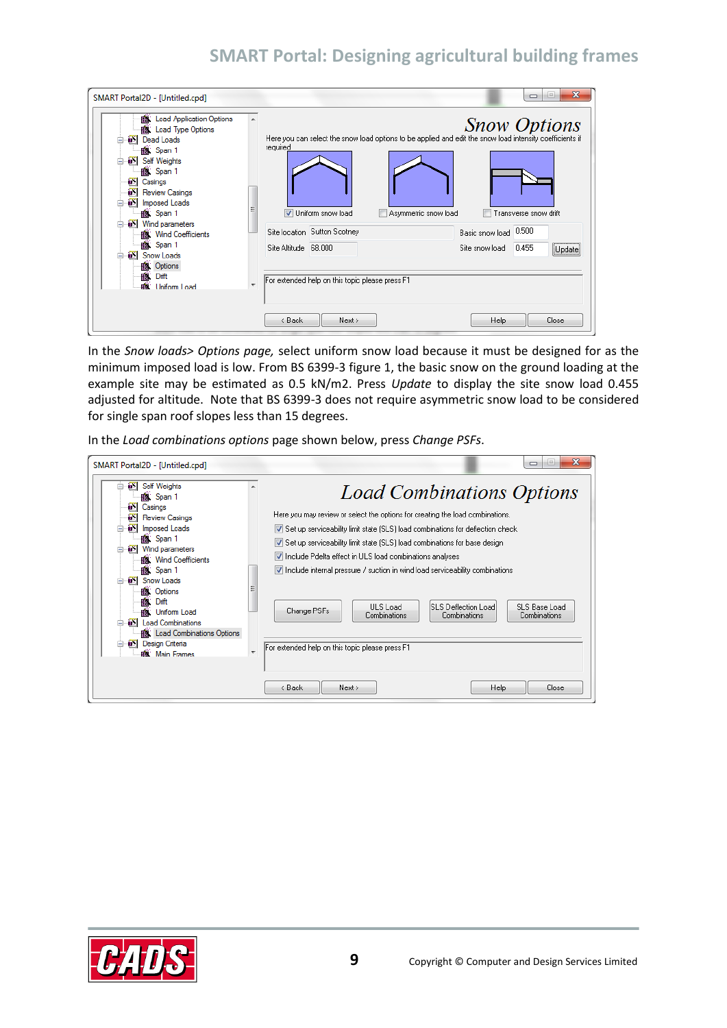In the *Snow loads> Options page,* select uniform snow load because it must be designed for as the minimum imposed load is low. From BS 6399-3 figure 1, the basic snow on the ground loading at the example site may be estimated as 0.5 kN/m2. Press *Update* to display the site snow load 0.455 adjusted for altitude. Note that BS 6399-3 does not require asymmetric snow load to be considered for single span roof slopes less than 15 degrees.

In the *Load combinations options* page shown below, press *Change PSFs*.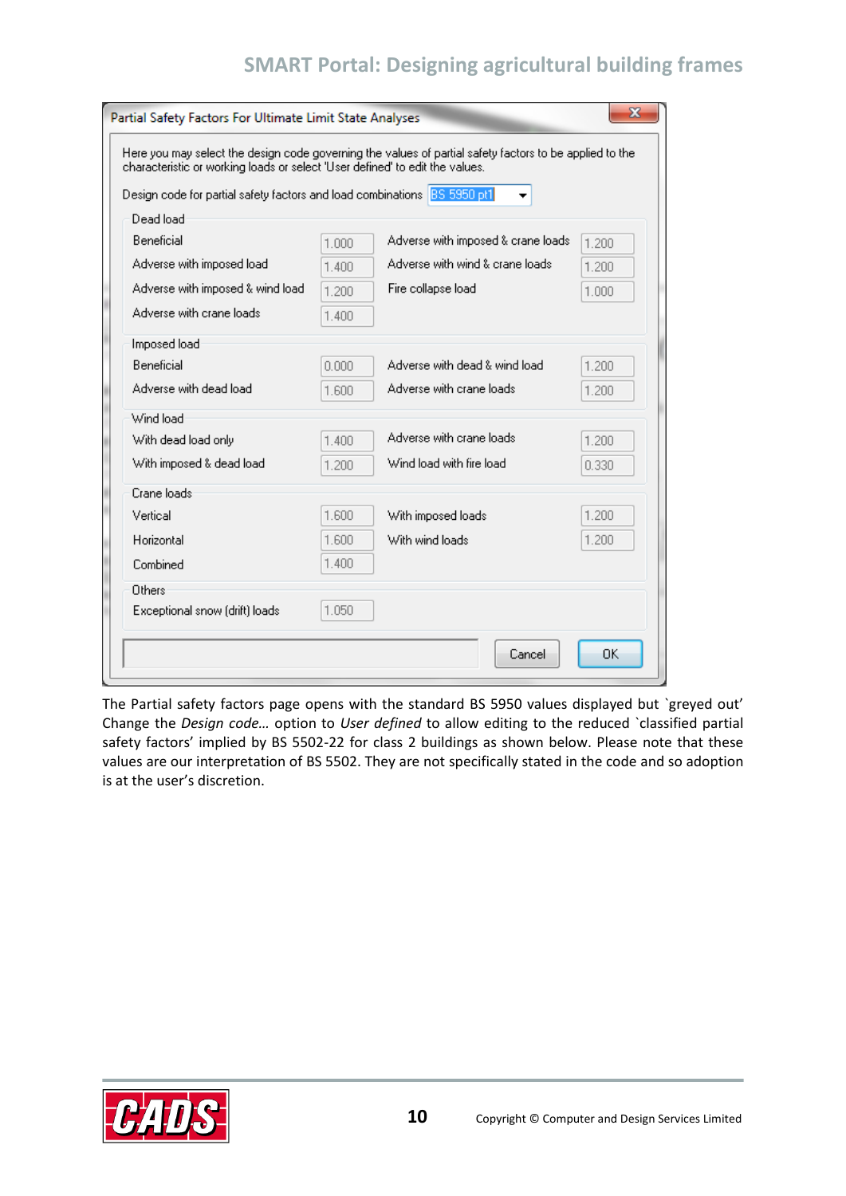**Partial Safety Factors For Ultimate Limit State Analyses**

Here you may select the design code governing the values of partial safety factors to be applied to the characteristic or working loads or select 'User defined' to edit the values.

Design code for partial safety factors and load combinations: BS 5950 pt1

**Dead load**

| | | | |
|---|---|---|---|
| Beneficial | 1.000 | Adverse with imposed & crane loads | 1.200 |
| Adverse with imposed load | 1.400 | Adverse with wind & crane loads | 1.200 |
| Adverse with imposed & wind load | 1.200 | Fire collapse load | 1.000 |
| Adverse with crane loads | 1.400 | | |

**Imposed load**

| | | | |
|---|---|---|---|
| Beneficial | 0.000 | Adverse with dead & wind load | 1.200 |
| Adverse with dead load | 1.600 | Adverse with crane loads | 1.200 |

**Wind load**

| | | | |
|---|---|---|---|
| With dead load only | 1.400 | Adverse with crane loads | 1.200 |
| With imposed & dead load | 1.200 | Wind load with fire load | 0.330 |

**Crane loads**

| | | | |
|---|---|---|---|
| Vertical | 1.600 | With imposed loads | 1.200 |
| Horizontal | 1.600 | With wind loads | 1.200 |
| Combined | 1.400 | | |

**Others**

| | |
|---|---|
| Exceptional snow (drift) loads | 1.050 |

Cancel | OK

The Partial safety factors page opens with the standard BS 5950 values displayed but `greyed out' Change the *Design code…* option to *User defined* to allow editing to the reduced `classified partial safety factors' implied by BS 5502-22 for class 2 buildings as shown below. Please note that these values are our interpretation of BS 5502. They are not specifically stated in the code and so adoption is at the user's discretion.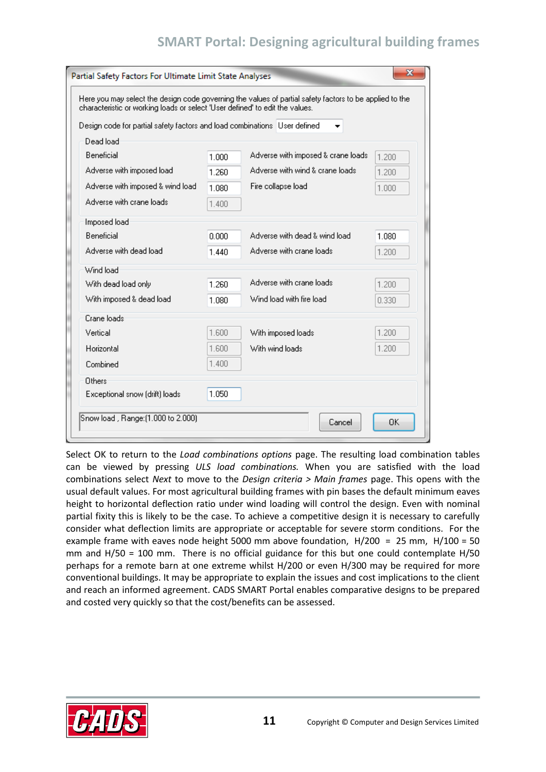**Partial Safety Factors For Ultimate Limit State Analyses**

Here you may select the design code governing the values of partial safety factors to be applied to the characteristic or working loads or select 'User defined' to edit the values.

Design code for partial safety factors and load combinations: User defined

**Dead load**

| | | | |
|---|---|---|---|
| Beneficial | 1.000 | Adverse with imposed & crane loads | 1.200 |
| Adverse with imposed load | 1.260 | Adverse with wind & crane loads | 1.200 |
| Adverse with imposed & wind load | 1.080 | Fire collapse load | 1.000 |
| Adverse with crane loads | 1.400 | | |

**Imposed load**

| | | | |
|---|---|---|---|
| Beneficial | 0.000 | Adverse with dead & wind load | 1.080 |
| Adverse with dead load | 1.440 | Adverse with crane loads | 1.200 |

**Wind load**

| | | | |
|---|---|---|---|
| With dead load only | 1.260 | Adverse with crane loads | 1.200 |
| With imposed & dead load | 1.080 | Wind load with fire load | 0.330 |

**Crane loads**

| | | | |
|---|---|---|---|
| Vertical | 1.600 | With imposed loads | 1.200 |
| Horizontal | 1.600 | With wind loads | 1.200 |
| Combined | 1.400 | | |

**Others**

| | |
|---|---|
| Exceptional snow (drift) loads | 1.050 |

Snow load , Range:(1.000 to 2.000)

Cancel | OK

Select OK to return to the *Load combinations options* page. The resulting load combination tables can be viewed by pressing *ULS load combinations.* When you are satisfied with the load combinations select *Next* to move to the *Design criteria > Main frames* page. This opens with the usual default values. For most agricultural building frames with pin bases the default minimum eaves height to horizontal deflection ratio under wind loading will control the design. Even with nominal partial fixity this is likely to be the case. To achieve a competitive design it is necessary to carefully consider what deflection limits are appropriate or acceptable for severe storm conditions. For the example frame with eaves node height 5000 mm above foundation, H/200 = 25 mm, H/100 = 50 mm and H/50 = 100 mm. There is no official guidance for this but one could contemplate H/50 perhaps for a remote barn at one extreme whilst H/200 or even H/300 may be required for more conventional buildings. It may be appropriate to explain the issues and cost implications to the client and reach an informed agreement. CADS SMART Portal enables comparative designs to be prepared and costed very quickly so that the cost/benefits can be assessed.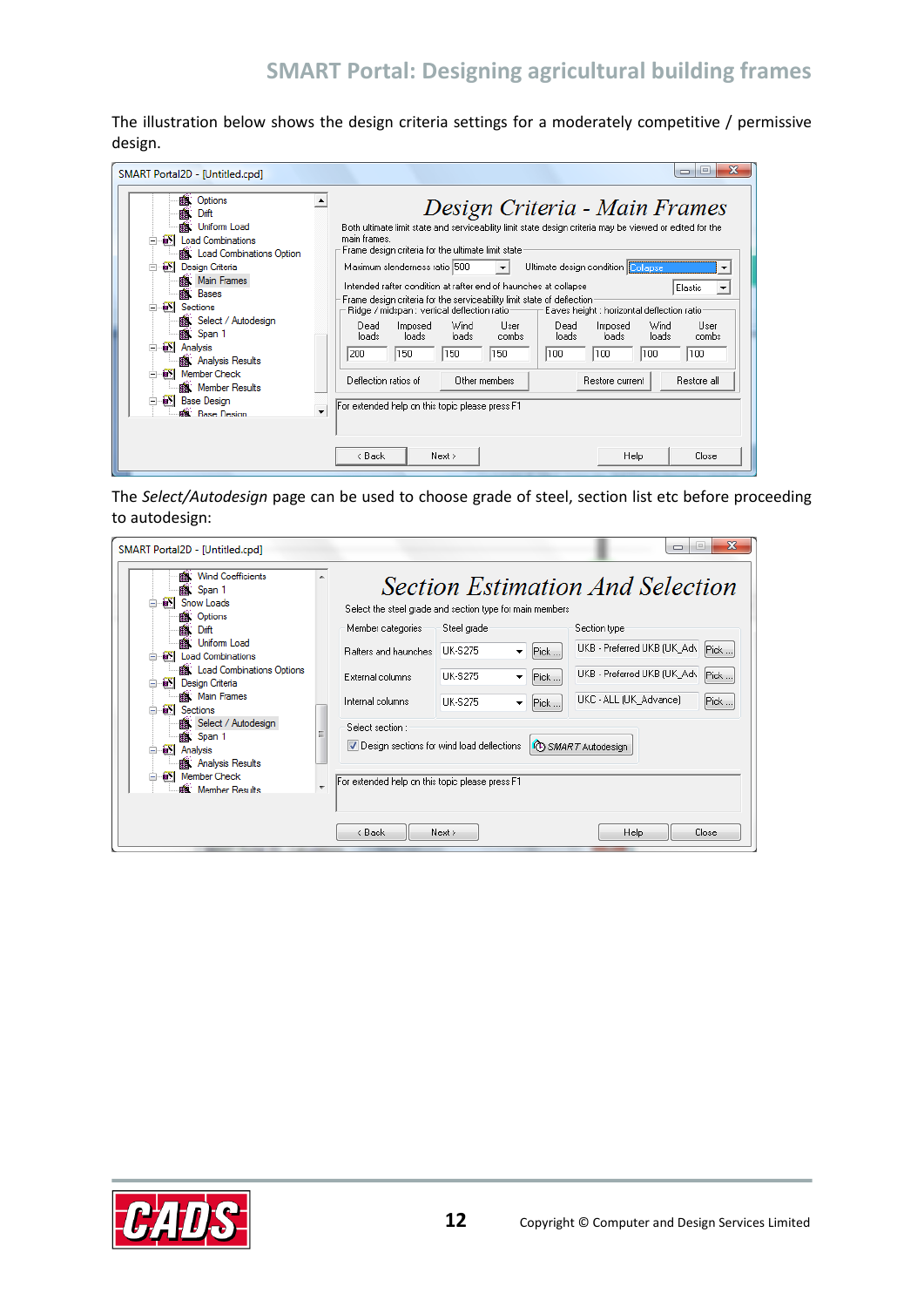The illustration below shows the design criteria settings for a moderately competitive / permissive design.

The *Select/Autodesign* page can be used to choose grade of steel, section list etc before proceeding to autodesign: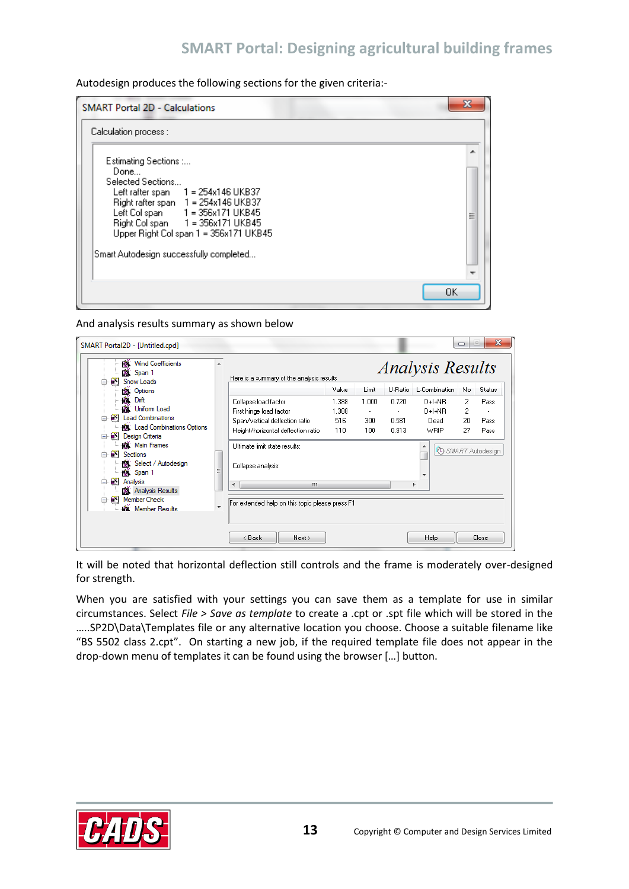Autodesign produces the following sections for the given criteria:-

SMART Portal 2D - Calculations

Calculation process :

```
Estimating Sections :...
   Done...
Selected Sections...
   Left rafter span     1 = 254x146 UKB37
   Right rafter span    1 = 254x146 UKB37
   Left Col span        1 = 356x171 UKB45
   Right Col span       1 = 356x171 UKB45
   Upper Right Col span 1 = 356x171 UKB45

Smart Autodesign successfully completed...
```

And analysis results summary as shown below

SMART Portal2D - [Untitled.cpd]

Analysis Results

Here is a summary of the analysis results

| | Value | Limit | U-Ratio | L-Combination | No | Status |
|---|---|---|---|---|---|---|
| Collapse load factor | 1.388 | 1.000 | 0.720 | D+I+NR | 2 | Pass |
| First hinge load factor | 1.388 | - | - | D+I+NR | 2 | - |
| Span/vertical deflection ratio | 516 | 300 | 0.581 | Dead | 20 | Pass |
| Height/horizontal deflection ratio | 110 | 100 | 0.913 | WRIP | 27 | Pass |

Ultimate limit state results:

Collapse analysis:

For extended help on this topic please press F1

It will be noted that horizontal deflection still controls and the frame is moderately over-designed for strength.

When you are satisfied with your settings you can save them as a template for use in similar circumstances. Select *File > Save as template* to create a .cpt or .spt file which will be stored in the …..SP2D\Data\Templates file or any alternative location you choose. Choose a suitable filename like "BS 5502 class 2.cpt". On starting a new job, if the required template file does not appear in the drop-down menu of templates it can be found using the browser […] button.